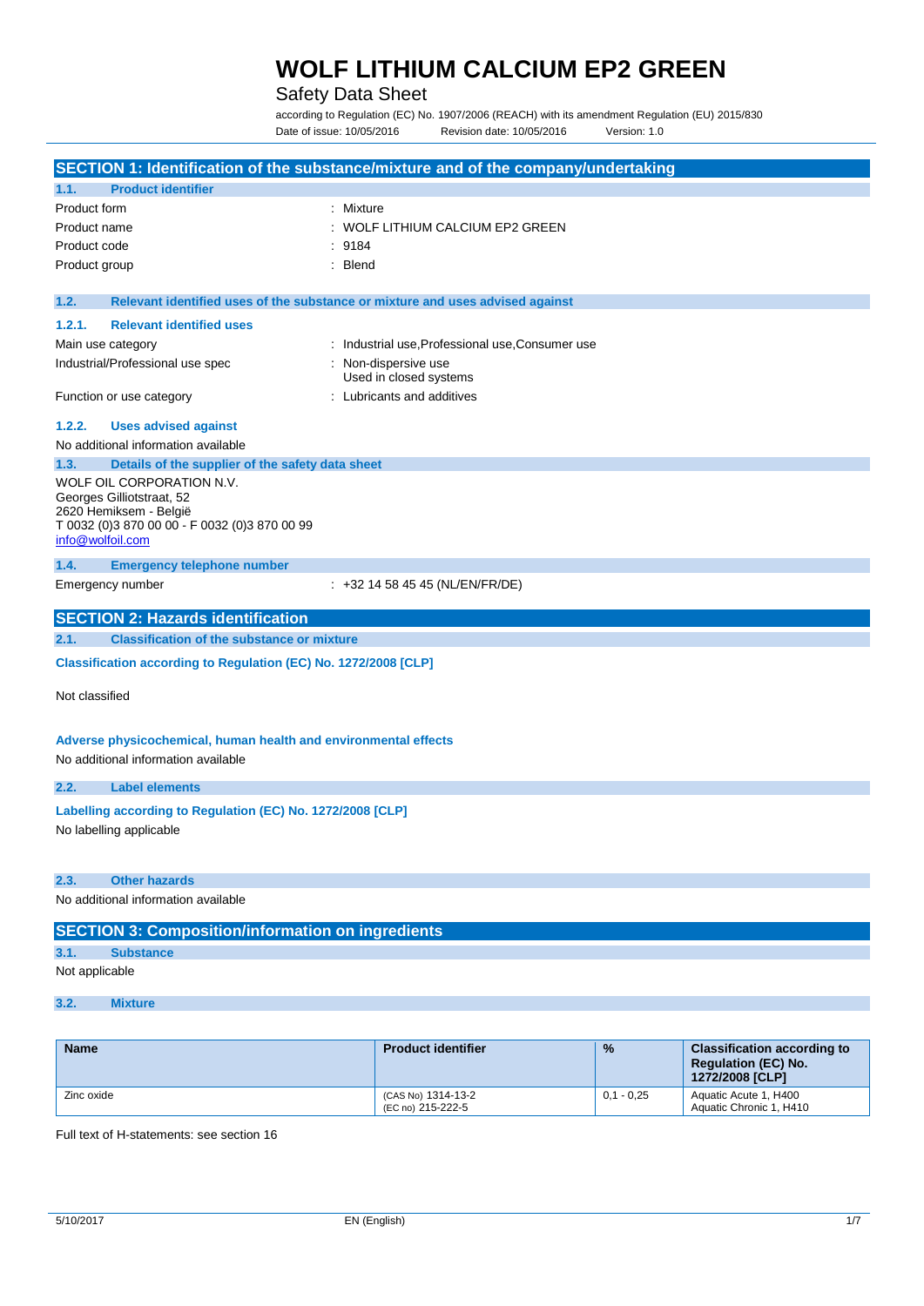# WOLF LITHIUM CALCIUM EP2 GREEN

Safety Data Sheet

according to Regulation (EC) No. 1907/2006 (REACH) with its amendment Regulation (EU) 2015/830

Date of issue: 10/05/2016 Revision date: 10/05/2016 Version: 1.0

## SECTION 1: Identification of the substance/mixture and of the company/undertaking

### 1.1. Product identifier

Product form : Mixture

Product name : WOLF LITHIUM CALCIUM EP2 GREEN

Product code : 9184

Product group : Blend

### 1.2. Relevant identified uses of the substance or mixture and uses advised against

#### 1.2.1. Relevant identified uses

Main use category : Industrial use,Professional use,Consumer use

Industrial/Professional use spec : Non-dispersive use
Used in closed systems

Function or use category : Lubricants and additives

#### 1.2.2. Uses advised against

No additional information available

### 1.3. Details of the supplier of the safety data sheet

WOLF OIL CORPORATION N.V.
Georges Gilliotstraat, 52
2620 Hemiksem - België
T 0032 (0)3 870 00 00 - F 0032 (0)3 870 00 99
info@wolfoil.com

### 1.4. Emergency telephone number

Emergency number : +32 14 58 45 45 (NL/EN/FR/DE)

## SECTION 2: Hazards identification

### 2.1. Classification of the substance or mixture

**Classification according to Regulation (EC) No. 1272/2008 [CLP]**

Not classified

**Adverse physicochemical, human health and environmental effects**

No additional information available

### 2.2. Label elements

**Labelling according to Regulation (EC) No. 1272/2008 [CLP]**

No labelling applicable

### 2.3. Other hazards

No additional information available

## SECTION 3: Composition/information on ingredients

### 3.1. Substance

Not applicable

### 3.2. Mixture

| Name | Product identifier | % | Classification according to Regulation (EC) No. 1272/2008 [CLP] |
|---|---|---|---|
| Zinc oxide | (CAS No) 1314-13-2<br>(EC no) 215-222-5 | 0,1 - 0,25 | Aquatic Acute 1, H400<br>Aquatic Chronic 1, H410 |

Full text of H-statements: see section 16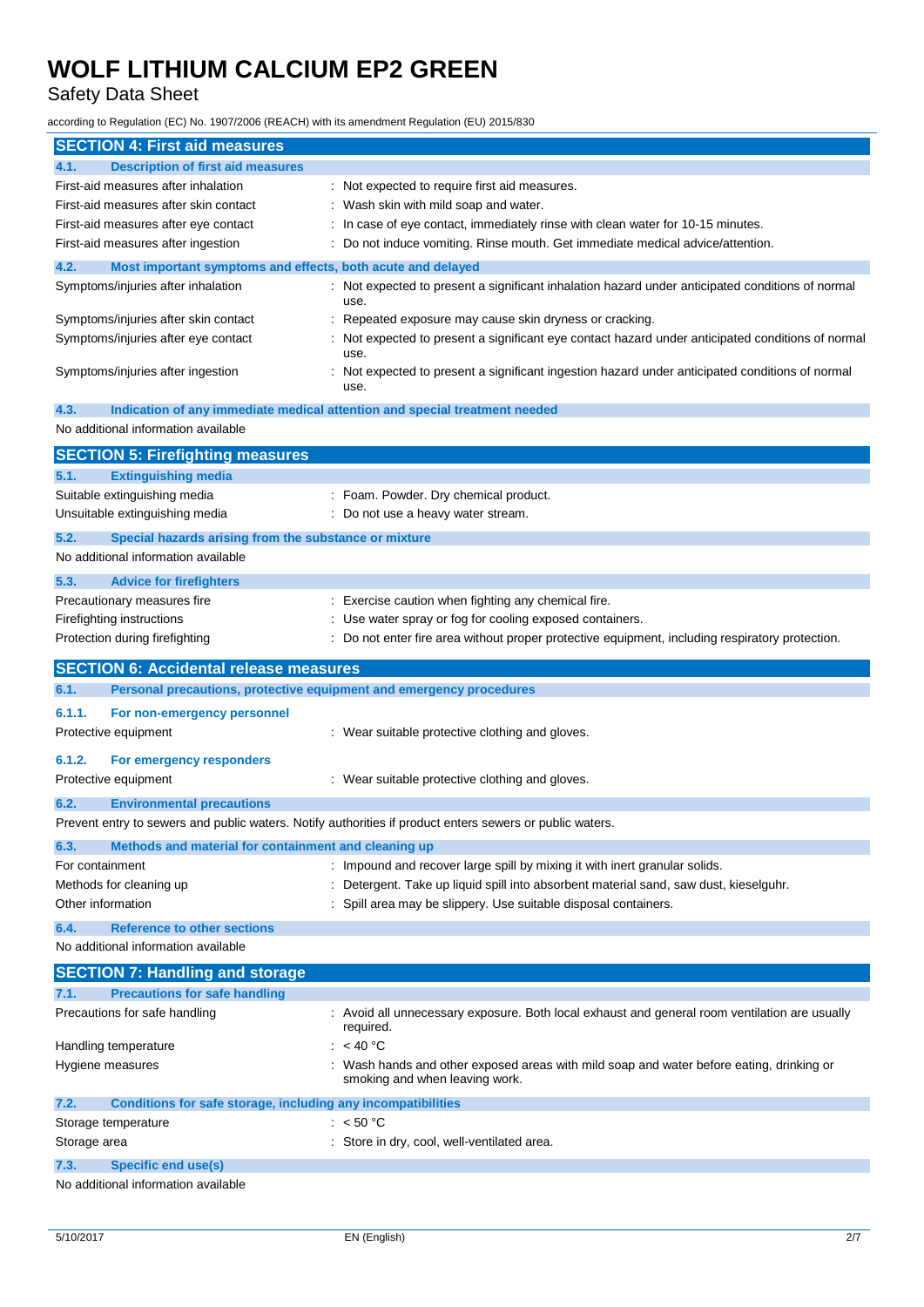## SECTION 4: First aid measures

### 4.1. Description of first aid measures

| | |
|---|---|
| First-aid measures after inhalation | : Not expected to require first aid measures. |
| First-aid measures after skin contact | : Wash skin with mild soap and water. |
| First-aid measures after eye contact | : In case of eye contact, immediately rinse with clean water for 10-15 minutes. |
| First-aid measures after ingestion | : Do not induce vomiting. Rinse mouth. Get immediate medical advice/attention. |

### 4.2. Most important symptoms and effects, both acute and delayed

| | |
|---|---|
| Symptoms/injuries after inhalation | : Not expected to present a significant inhalation hazard under anticipated conditions of normal use. |
| Symptoms/injuries after skin contact | : Repeated exposure may cause skin dryness or cracking. |
| Symptoms/injuries after eye contact | : Not expected to present a significant eye contact hazard under anticipated conditions of normal use. |
| Symptoms/injuries after ingestion | : Not expected to present a significant ingestion hazard under anticipated conditions of normal use. |

### 4.3. Indication of any immediate medical attention and special treatment needed

No additional information available

## SECTION 5: Firefighting measures

### 5.1. Extinguishing media

| | |
|---|---|
| Suitable extinguishing media | : Foam. Powder. Dry chemical product. |
| Unsuitable extinguishing media | : Do not use a heavy water stream. |

### 5.2. Special hazards arising from the substance or mixture

No additional information available

### 5.3. Advice for firefighters

| | |
|---|---|
| Precautionary measures fire | : Exercise caution when fighting any chemical fire. |
| Firefighting instructions | : Use water spray or fog for cooling exposed containers. |
| Protection during firefighting | : Do not enter fire area without proper protective equipment, including respiratory protection. |

## SECTION 6: Accidental release measures

### 6.1. Personal precautions, protective equipment and emergency procedures

#### 6.1.1. For non-emergency personnel

| | |
|---|---|
| Protective equipment | : Wear suitable protective clothing and gloves. |

#### 6.1.2. For emergency responders

| | |
|---|---|
| Protective equipment | : Wear suitable protective clothing and gloves. |

### 6.2. Environmental precautions

Prevent entry to sewers and public waters. Notify authorities if product enters sewers or public waters.

### 6.3. Methods and material for containment and cleaning up

| | |
|---|---|
| For containment | : Impound and recover large spill by mixing it with inert granular solids. |
| Methods for cleaning up | : Detergent. Take up liquid spill into absorbent material sand, saw dust, kieselguhr. |
| Other information | : Spill area may be slippery. Use suitable disposal containers. |

### 6.4. Reference to other sections

No additional information available

## SECTION 7: Handling and storage

### 7.1. Precautions for safe handling

| | |
|---|---|
| Precautions for safe handling | : Avoid all unnecessary exposure. Both local exhaust and general room ventilation are usually required. |
| Handling temperature | : < 40 °C |
| Hygiene measures | : Wash hands and other exposed areas with mild soap and water before eating, drinking or smoking and when leaving work. |

### 7.2. Conditions for safe storage, including any incompatibilities

| | |
|---|---|
| Storage temperature | : < 50 °C |
| Storage area | : Store in dry, cool, well-ventilated area. |

### 7.3. Specific end use(s)

No additional information available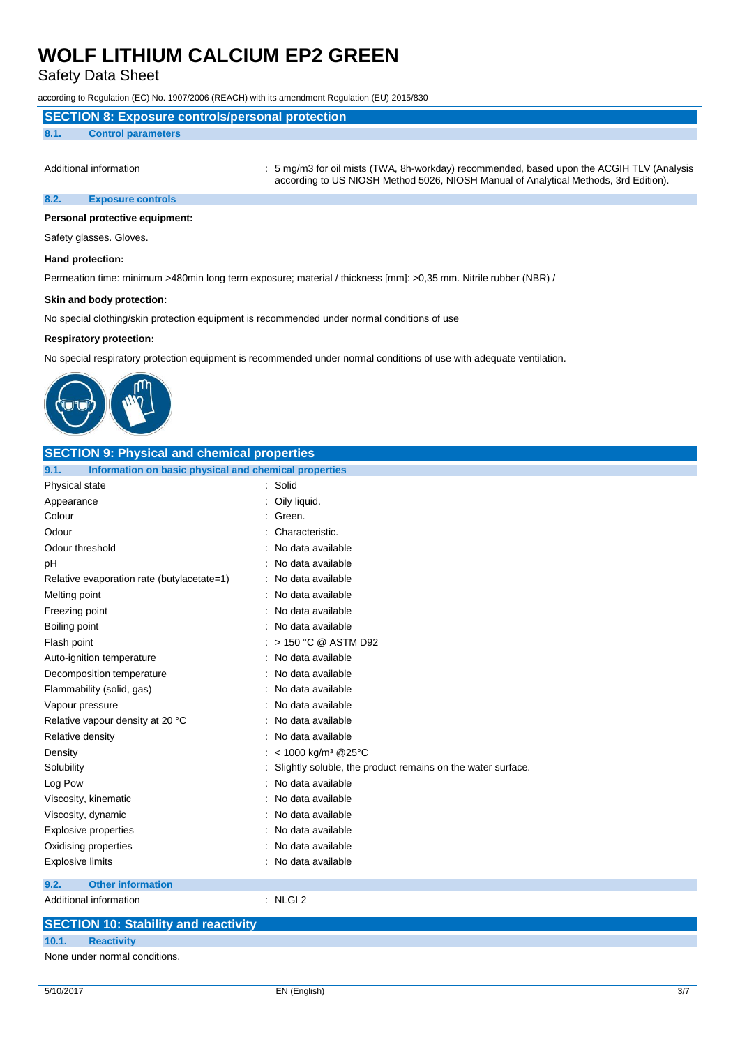## SECTION 8: Exposure controls/personal protection

### 8.1. Control parameters

| | |
|---|---|
| Additional information | : 5 mg/m3 for oil mists (TWA, 8h-workday) recommended, based upon the ACGIH TLV (Analysis according to US NIOSH Method 5026, NIOSH Manual of Analytical Methods, 3rd Edition). |

### 8.2. Exposure controls

**Personal protective equipment:**

Safety glasses. Gloves.

**Hand protection:**

Permeation time: minimum >480min long term exposure; material / thickness [mm]: >0,35 mm. Nitrile rubber (NBR) /

**Skin and body protection:**

No special clothing/skin protection equipment is recommended under normal conditions of use

**Respiratory protection:**

No special respiratory protection equipment is recommended under normal conditions of use with adequate ventilation.

## SECTION 9: Physical and chemical properties

### 9.1. Information on basic physical and chemical properties

| | |
|---|---|
| Physical state | : Solid |
| Appearance | : Oily liquid. |
| Colour | : Green. |
| Odour | : Characteristic. |
| Odour threshold | : No data available |
| pH | : No data available |
| Relative evaporation rate (butylacetate=1) | : No data available |
| Melting point | : No data available |
| Freezing point | : No data available |
| Boiling point | : No data available |
| Flash point | : > 150 °C @ ASTM D92 |
| Auto-ignition temperature | : No data available |
| Decomposition temperature | : No data available |
| Flammability (solid, gas) | : No data available |
| Vapour pressure | : No data available |
| Relative vapour density at 20 °C | : No data available |
| Relative density | : No data available |
| Density | : < 1000 kg/m³ @25°C |
| Solubility | : Slightly soluble, the product remains on the water surface. |
| Log Pow | : No data available |
| Viscosity, kinematic | : No data available |
| Viscosity, dynamic | : No data available |
| Explosive properties | : No data available |
| Oxidising properties | : No data available |
| Explosive limits | : No data available |

### 9.2. Other information

| | |
|---|---|
| Additional information | : NLGI 2 |

## SECTION 10: Stability and reactivity

### 10.1. Reactivity

None under normal conditions.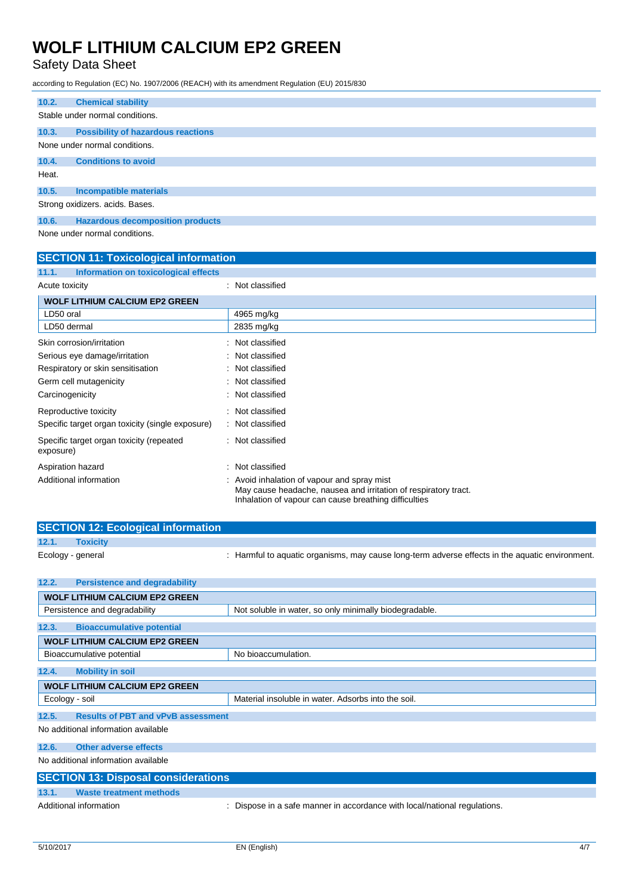### 10.2. Chemical stability

Stable under normal conditions.

### 10.3. Possibility of hazardous reactions

None under normal conditions.

### 10.4. Conditions to avoid

Heat.

### 10.5. Incompatible materials

Strong oxidizers. acids. Bases.

### 10.6. Hazardous decomposition products

None under normal conditions.

## SECTION 11: Toxicological information

### 11.1. Information on toxicological effects

Acute toxicity : Not classified

| WOLF LITHIUM CALCIUM EP2 GREEN | |
|---|---|
| LD50 oral | 4965 mg/kg |
| LD50 dermal | 2835 mg/kg |

Skin corrosion/irritation : Not classified

Serious eye damage/irritation : Not classified

Respiratory or skin sensitisation : Not classified

Germ cell mutagenicity : Not classified

Carcinogenicity : Not classified

Reproductive toxicity : Not classified

Specific target organ toxicity (single exposure) : Not classified

Specific target organ toxicity (repeated exposure) : Not classified

Aspiration hazard : Not classified

Additional information : Avoid inhalation of vapour and spray mist
May cause headache, nausea and irritation of respiratory tract.
Inhalation of vapour can cause breathing difficulties

## SECTION 12: Ecological information

### 12.1. Toxicity

Ecology - general : Harmful to aquatic organisms, may cause long-term adverse effects in the aquatic environment.

### 12.2. Persistence and degradability

| WOLF LITHIUM CALCIUM EP2 GREEN | |
|---|---|
| Persistence and degradability | Not soluble in water, so only minimally biodegradable. |

### 12.3. Bioaccumulative potential

| WOLF LITHIUM CALCIUM EP2 GREEN | |
|---|---|
| Bioaccumulative potential | No bioaccumulation. |

### 12.4. Mobility in soil

| WOLF LITHIUM CALCIUM EP2 GREEN | |
|---|---|
| Ecology - soil | Material insoluble in water. Adsorbs into the soil. |

### 12.5. Results of PBT and vPvB assessment

No additional information available

### 12.6. Other adverse effects

No additional information available

## SECTION 13: Disposal considerations

### 13.1. Waste treatment methods

Additional information : Dispose in a safe manner in accordance with local/national regulations.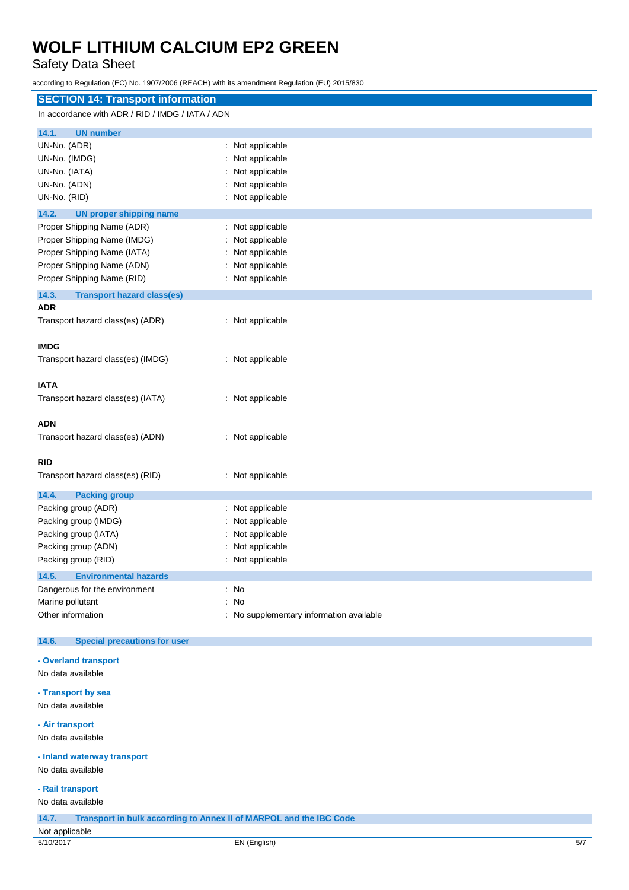## SECTION 14: Transport information

In accordance with ADR / RID / IMDG / IATA / ADN

### 14.1. UN number

| | |
|---|---|
| UN-No. (ADR) | : Not applicable |
| UN-No. (IMDG) | : Not applicable |
| UN-No. (IATA) | : Not applicable |
| UN-No. (ADN) | : Not applicable |
| UN-No. (RID) | : Not applicable |

### 14.2. UN proper shipping name

| | |
|---|---|
| Proper Shipping Name (ADR) | : Not applicable |
| Proper Shipping Name (IMDG) | : Not applicable |
| Proper Shipping Name (IATA) | : Not applicable |
| Proper Shipping Name (ADN) | : Not applicable |
| Proper Shipping Name (RID) | : Not applicable |

### 14.3. Transport hazard class(es)

**ADR**

Transport hazard class(es) (ADR) : Not applicable

**IMDG**

Transport hazard class(es) (IMDG) : Not applicable

**IATA**

Transport hazard class(es) (IATA) : Not applicable

**ADN**

Transport hazard class(es) (ADN) : Not applicable

**RID**

Transport hazard class(es) (RID) : Not applicable

### 14.4. Packing group

| | |
|---|---|
| Packing group (ADR) | : Not applicable |
| Packing group (IMDG) | : Not applicable |
| Packing group (IATA) | : Not applicable |
| Packing group (ADN) | : Not applicable |
| Packing group (RID) | : Not applicable |

### 14.5. Environmental hazards

| | |
|---|---|
| Dangerous for the environment | : No |
| Marine pollutant | : No |
| Other information | : No supplementary information available |

### 14.6. Special precautions for user

**- Overland transport**

No data available

**- Transport by sea**

No data available

**- Air transport**

No data available

**- Inland waterway transport**

No data available

**- Rail transport**

No data available

### 14.7. Transport in bulk according to Annex II of MARPOL and the IBC Code

Not applicable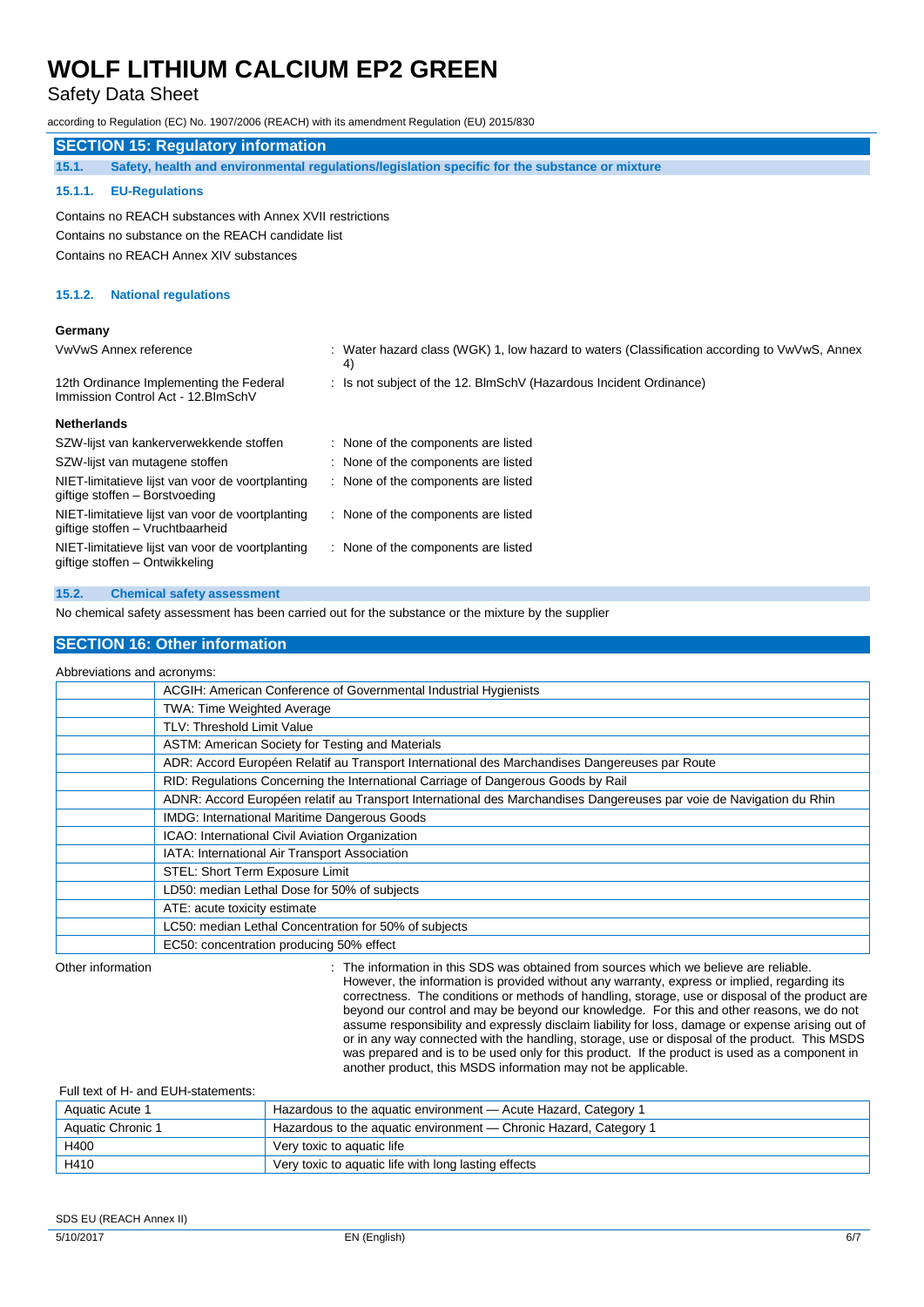## SECTION 15: Regulatory information

### 15.1. Safety, health and environmental regulations/legislation specific for the substance or mixture

#### 15.1.1. EU-Regulations

Contains no REACH substances with Annex XVII restrictions

Contains no substance on the REACH candidate list

Contains no REACH Annex XIV substances

#### 15.1.2. National regulations

**Germany**

| | |
|---|---|
| VwVwS Annex reference | : Water hazard class (WGK) 1, low hazard to waters (Classification according to VwVwS, Annex 4) |
| 12th Ordinance Implementing the Federal Immission Control Act - 12.BImSchV | : Is not subject of the 12. BlmSchV (Hazardous Incident Ordinance) |

**Netherlands**

| | |
|---|---|
| SZW-lijst van kankerverwekkende stoffen | : None of the components are listed |
| SZW-lijst van mutagene stoffen | : None of the components are listed |
| NIET-limitatieve lijst van voor de voortplanting giftige stoffen – Borstvoeding | : None of the components are listed |
| NIET-limitatieve lijst van voor de voortplanting giftige stoffen – Vruchtbaarheid | : None of the components are listed |
| NIET-limitatieve lijst van voor de voortplanting giftige stoffen – Ontwikkeling | : None of the components are listed |

### 15.2. Chemical safety assessment

No chemical safety assessment has been carried out for the substance or the mixture by the supplier

## SECTION 16: Other information

Abbreviations and acronyms:

| | |
|---|---|
| | ACGIH: American Conference of Governmental Industrial Hygienists |
| | TWA: Time Weighted Average |
| | TLV: Threshold Limit Value |
| | ASTM: American Society for Testing and Materials |
| | ADR: Accord Européen Relatif au Transport International des Marchandises Dangereuses par Route |
| | RID: Regulations Concerning the International Carriage of Dangerous Goods by Rail |
| | ADNR: Accord Européen relatif au Transport International des Marchandises Dangereuses par voie de Navigation du Rhin |
| | IMDG: International Maritime Dangerous Goods |
| | ICAO: International Civil Aviation Organization |
| | IATA: International Air Transport Association |
| | STEL: Short Term Exposure Limit |
| | LD50: median Lethal Dose for 50% of subjects |
| | ATE: acute toxicity estimate |
| | LC50: median Lethal Concentration for 50% of subjects |
| | EC50: concentration producing 50% effect |

Other information : The information in this SDS was obtained from sources which we believe are reliable. However, the information is provided without any warranty, express or implied, regarding its correctness. The conditions or methods of handling, storage, use or disposal of the product are beyond our control and may be beyond our knowledge. For this and other reasons, we do not assume responsibility and expressly disclaim liability for loss, damage or expense arising out of or in any way connected with the handling, storage, use or disposal of the product. This MSDS was prepared and is to be used only for this product. If the product is used as a component in another product, this MSDS information may not be applicable.

Full text of H- and EUH-statements:

| | |
|---|---|
| Aquatic Acute 1 | Hazardous to the aquatic environment — Acute Hazard, Category 1 |
| Aquatic Chronic 1 | Hazardous to the aquatic environment — Chronic Hazard, Category 1 |
| H400 | Very toxic to aquatic life |
| H410 | Very toxic to aquatic life with long lasting effects |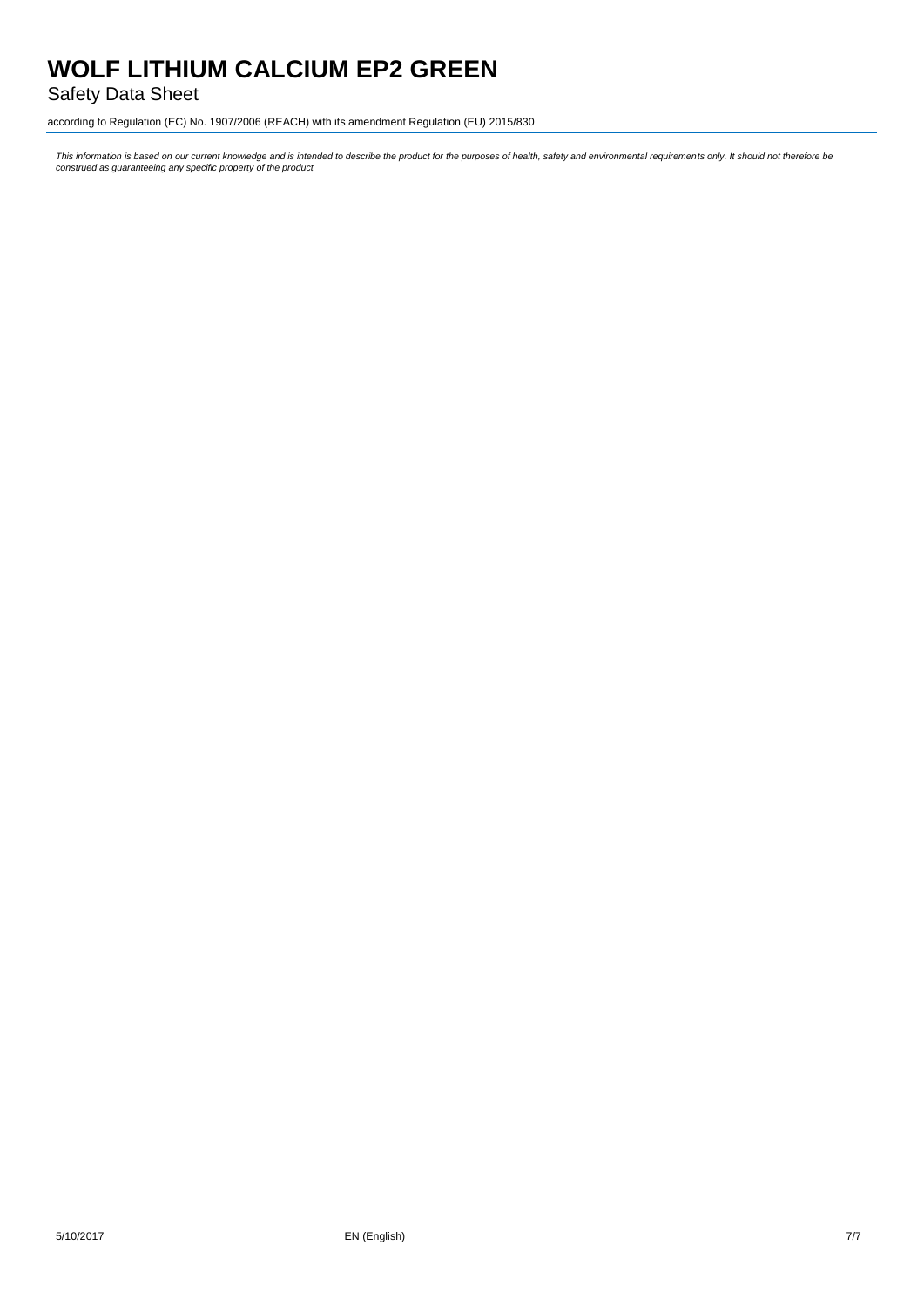*This information is based on our current knowledge and is intended to describe the product for the purposes of health, safety and environmental requirements only. It should not therefore be construed as guaranteeing any specific property of the product*